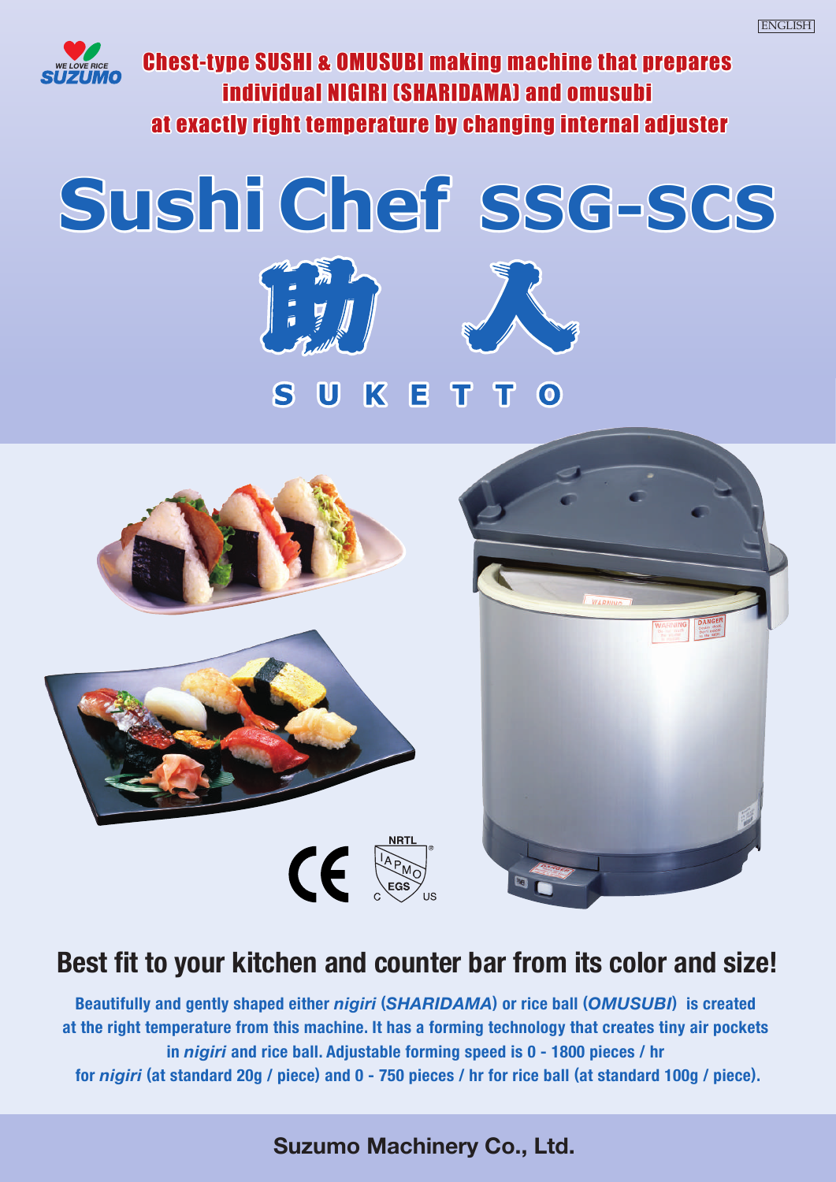ENGLISH

WE LOVE RICE
SUZUMO

**Chest-type SUSHI & OMUSUBI making machine that prepares individual NIGIRI (SHARIDAMA) and omusubi at exactly right temperature by changing internal adjuster**

# Sushi Chef SSG-SCS

# 助 人

## S U K E T T O

## Best fit to your kitchen and counter bar from its color and size!

**Beautifully and gently shaped either *nigiri* (*SHARIDAMA*) or rice ball (*OMUSUBI*) is created at the right temperature from this machine. It has a forming technology that creates tiny air pockets in *nigiri* and rice ball. Adjustable forming speed is 0 - 1800 pieces / hr for *nigiri* (at standard 20g / piece) and 0 - 750 pieces / hr for rice ball (at standard 100g / piece).**

**Suzumo Machinery Co., Ltd.**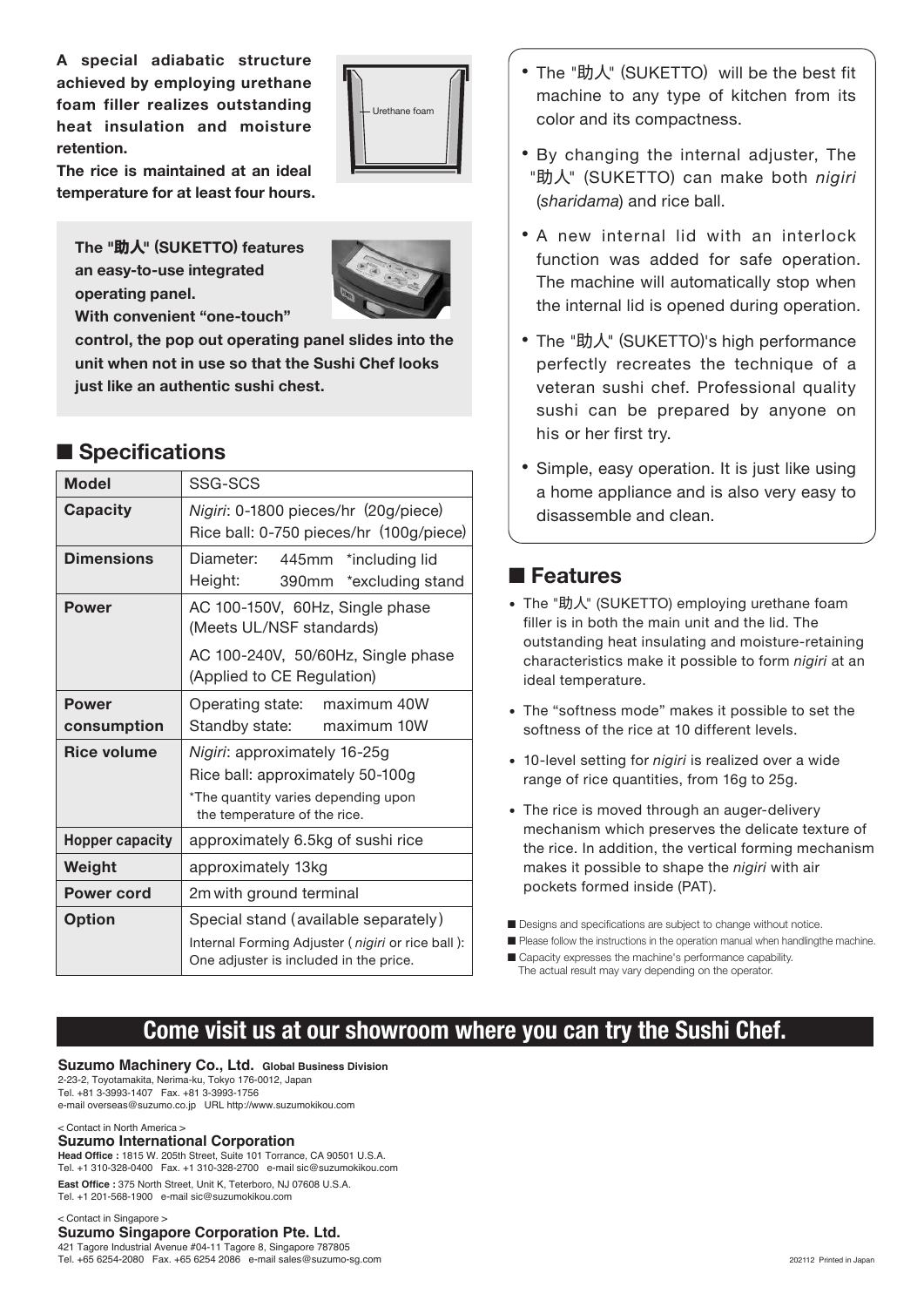**A special adiabatic structure achieved by employing urethane foam filler realizes outstanding heat insulation and moisture retention.**
**The rice is maintained at an ideal temperature for at least four hours.**

Urethane foam

**The "助人" (SUKETTO) features an easy-to-use integrated operating panel.**
**With convenient "one-touch" control, the pop out operating panel slides into the unit when not in use so that the Sushi Chef looks just like an authentic sushi chest.**

## ■ Specifications

| | |
|---|---|
| **Model** | SSG-SCS |
| **Capacity** | *Nigiri*: 0-1800 pieces/hr (20g/piece)<br>Rice ball: 0-750 pieces/hr (100g/piece) |
| **Dimensions** | Diameter: 445mm *including lid<br>Height: 390mm *excluding stand |
| **Power** | AC 100-150V, 60Hz, Single phase (Meets UL/NSF standards)<br>AC 100-240V, 50/60Hz, Single phase (Applied to CE Regulation) |
| **Power consumption** | Operating state: maximum 40W<br>Standby state: maximum 10W |
| **Rice volume** | *Nigiri*: approximately 16-25g<br>Rice ball: approximately 50-100g<br>*The quantity varies depending upon the temperature of the rice. |
| **Hopper capacity** | approximately 6.5kg of sushi rice |
| **Weight** | approximately 13kg |
| **Power cord** | 2m with ground terminal |
| **Option** | Special stand (available separately)<br>Internal Forming Adjuster ( *nigiri* or rice ball ): One adjuster is included in the price. |

- The "助人" (SUKETTO) will be the best fit machine to any type of kitchen from its color and its compactness.
- By changing the internal adjuster, The "助人" (SUKETTO) can make both *nigiri* (*sharidama*) and rice ball.
- A new internal lid with an interlock function was added for safe operation. The machine will automatically stop when the internal lid is opened during operation.
- The "助人" (SUKETTO)'s high performance perfectly recreates the technique of a veteran sushi chef. Professional quality sushi can be prepared by anyone on his or her first try.
- Simple, easy operation. It is just like using a home appliance and is also very easy to disassemble and clean.

## ■ Features

- The "助人" (SUKETTO) employing urethane foam filler is in both the main unit and the lid. The outstanding heat insulating and moisture-retaining characteristics make it possible to form *nigiri* at an ideal temperature.
- The "softness mode" makes it possible to set the softness of the rice at 10 different levels.
- 10-level setting for *nigiri* is realized over a wide range of rice quantities, from 16g to 25g.
- The rice is moved through an auger-delivery mechanism which preserves the delicate texture of the rice. In addition, the vertical forming mechanism makes it possible to shape the *nigiri* with air pockets formed inside (PAT).

■ Designs and specifications are subject to change without notice.
■ Please follow the instructions in the operation manual when handlingthe machine.
■ Capacity expresses the machine's performance capability. The actual result may vary depending on the operator.

## Come visit us at our showroom where you can try the Sushi Chef.

**Suzumo Machinery Co., Ltd.** **Global Business Division**
2-23-2, Toyotamakita, Nerima-ku, Tokyo 176-0012, Japan
Tel. +81 3-3993-1407 Fax. +81 3-3993-1756
e-mail overseas@suzumo.co.jp URL http://www.suzumokikou.com

< Contact in North America >
**Suzumo International Corporation**
**Head Office :** 1815 W. 205th Street, Suite 101 Torrance, CA 90501 U.S.A.
Tel. +1 310-328-0400 Fax. +1 310-328-2700 e-mail sic@suzumokikou.com
**East Office :** 375 North Street, Unit K, Teterboro, NJ 07608 U.S.A.
Tel. +1 201-568-1900 e-mail sic@suzumokikou.com

< Contact in Singapore >
**Suzumo Singapore Corporation Pte. Ltd.**
421 Tagore Industrial Avenue #04-11 Tagore 8, Singapore 787805
Tel. +65 6254-2080 Fax. +65 6254 2086 e-mail sales@suzumo-sg.com

202112 Printed in Japan